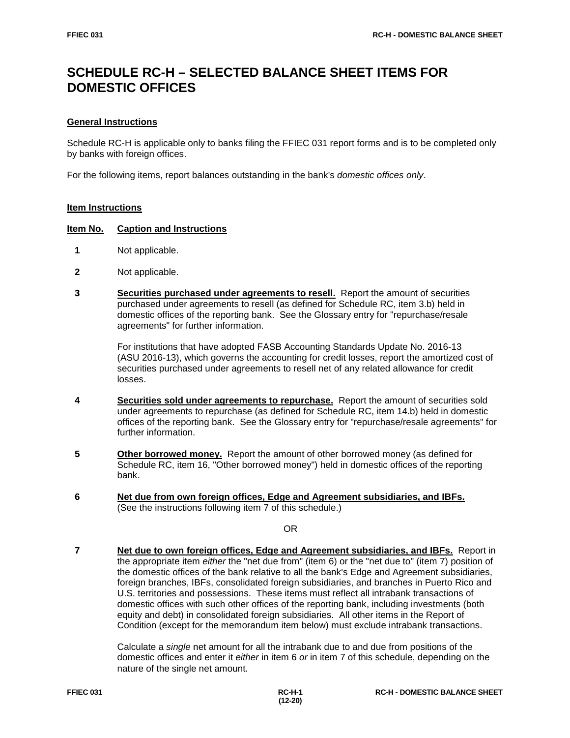# SCHEDULE RC-H – SELECTED BALANCE SHEET ITEMS FOR DOMESTIC OFFICES

## General Instructions

Schedule RC-H is applicable only to banks filing the FFIEC 031 report forms and is to be completed only by banks with foreign offices.

For the following items, report balances outstanding in the bank's *domestic offices only*.

## Item Instructions

**Item No. Caption and Instructions**

**1** Not applicable.

**2** Not applicable.

**3** **Securities purchased under agreements to resell.** Report the amount of securities purchased under agreements to resell (as defined for Schedule RC, item 3.b) held in domestic offices of the reporting bank. See the Glossary entry for "repurchase/resale agreements" for further information.

For institutions that have adopted FASB Accounting Standards Update No. 2016-13 (ASU 2016-13), which governs the accounting for credit losses, report the amortized cost of securities purchased under agreements to resell net of any related allowance for credit losses.

**4** **Securities sold under agreements to repurchase.** Report the amount of securities sold under agreements to repurchase (as defined for Schedule RC, item 14.b) held in domestic offices of the reporting bank. See the Glossary entry for "repurchase/resale agreements" for further information.

**5** **Other borrowed money.** Report the amount of other borrowed money (as defined for Schedule RC, item 16, "Other borrowed money") held in domestic offices of the reporting bank.

**6** **Net due from own foreign offices, Edge and Agreement subsidiaries, and IBFs.** (See the instructions following item 7 of this schedule.)

OR

**7** **Net due to own foreign offices, Edge and Agreement subsidiaries, and IBFs.** Report in the appropriate item *either* the "net due from" (item 6) or the "net due to" (item 7) position of the domestic offices of the bank relative to all the bank's Edge and Agreement subsidiaries, foreign branches, IBFs, consolidated foreign subsidiaries, and branches in Puerto Rico and U.S. territories and possessions. These items must reflect all intrabank transactions of domestic offices with such other offices of the reporting bank, including investments (both equity and debt) in consolidated foreign subsidiaries. All other items in the Report of Condition (except for the memorandum item below) must exclude intrabank transactions.

Calculate a *single* net amount for all the intrabank due to and due from positions of the domestic offices and enter it *either* in item 6 *or* in item 7 of this schedule, depending on the nature of the single net amount.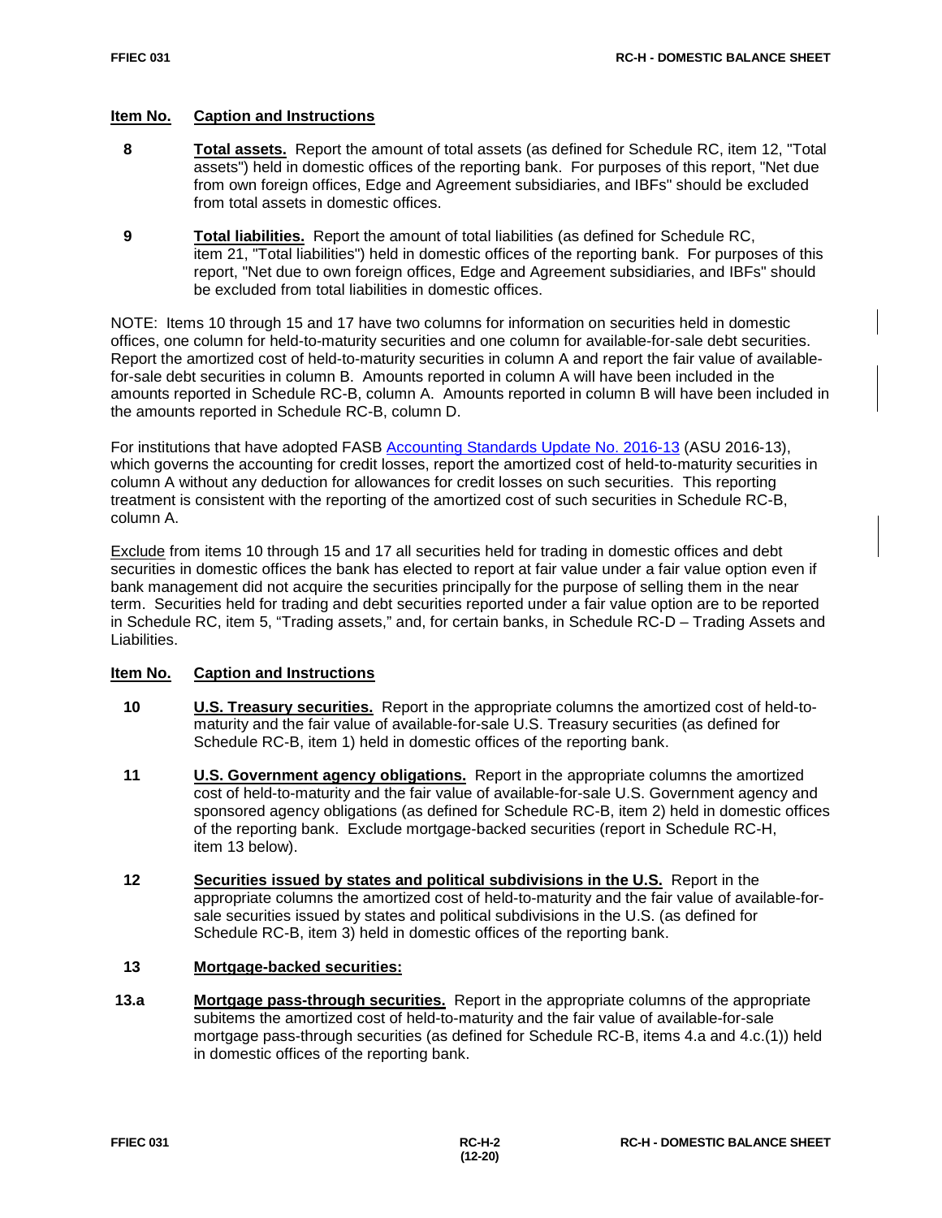| Item No. | Caption and Instructions |
|---|---|
| **8** | **Total assets.** Report the amount of total assets (as defined for Schedule RC, item 12, "Total assets") held in domestic offices of the reporting bank. For purposes of this report, "Net due from own foreign offices, Edge and Agreement subsidiaries, and IBFs" should be excluded from total assets in domestic offices. |
| **9** | **Total liabilities.** Report the amount of total liabilities (as defined for Schedule RC, item 21, "Total liabilities") held in domestic offices of the reporting bank. For purposes of this report, "Net due to own foreign offices, Edge and Agreement subsidiaries, and IBFs" should be excluded from total liabilities in domestic offices. |

NOTE: Items 10 through 15 and 17 have two columns for information on securities held in domestic offices, one column for held-to-maturity securities and one column for available-for-sale debt securities. Report the amortized cost of held-to-maturity securities in column A and report the fair value of available-for-sale debt securities in column B. Amounts reported in column A will have been included in the amounts reported in Schedule RC-B, column A. Amounts reported in column B will have been included in the amounts reported in Schedule RC-B, column D.

For institutions that have adopted FASB Accounting Standards Update No. 2016-13 (ASU 2016-13), which governs the accounting for credit losses, report the amortized cost of held-to-maturity securities in column A without any deduction for allowances for credit losses on such securities. This reporting treatment is consistent with the reporting of the amortized cost of such securities in Schedule RC-B, column A.

Exclude from items 10 through 15 and 17 all securities held for trading in domestic offices and debt securities in domestic offices the bank has elected to report at fair value under a fair value option even if bank management did not acquire the securities principally for the purpose of selling them in the near term. Securities held for trading and debt securities reported under a fair value option are to be reported in Schedule RC, item 5, "Trading assets," and, for certain banks, in Schedule RC-D – Trading Assets and Liabilities.

| Item No. | Caption and Instructions |
|---|---|
| **10** | **U.S. Treasury securities.** Report in the appropriate columns the amortized cost of held-to-maturity and the fair value of available-for-sale U.S. Treasury securities (as defined for Schedule RC-B, item 1) held in domestic offices of the reporting bank. |
| **11** | **U.S. Government agency obligations.** Report in the appropriate columns the amortized cost of held-to-maturity and the fair value of available-for-sale U.S. Government agency and sponsored agency obligations (as defined for Schedule RC-B, item 2) held in domestic offices of the reporting bank. Exclude mortgage-backed securities (report in Schedule RC-H, item 13 below). |
| **12** | **Securities issued by states and political subdivisions in the U.S.** Report in the appropriate columns the amortized cost of held-to-maturity and the fair value of available-for-sale securities issued by states and political subdivisions in the U.S. (as defined for Schedule RC-B, item 3) held in domestic offices of the reporting bank. |
| **13** | **Mortgage-backed securities:** |
| **13.a** | **Mortgage pass-through securities.** Report in the appropriate columns of the appropriate subitems the amortized cost of held-to-maturity and the fair value of available-for-sale mortgage pass-through securities (as defined for Schedule RC-B, items 4.a and 4.c.(1)) held in domestic offices of the reporting bank. |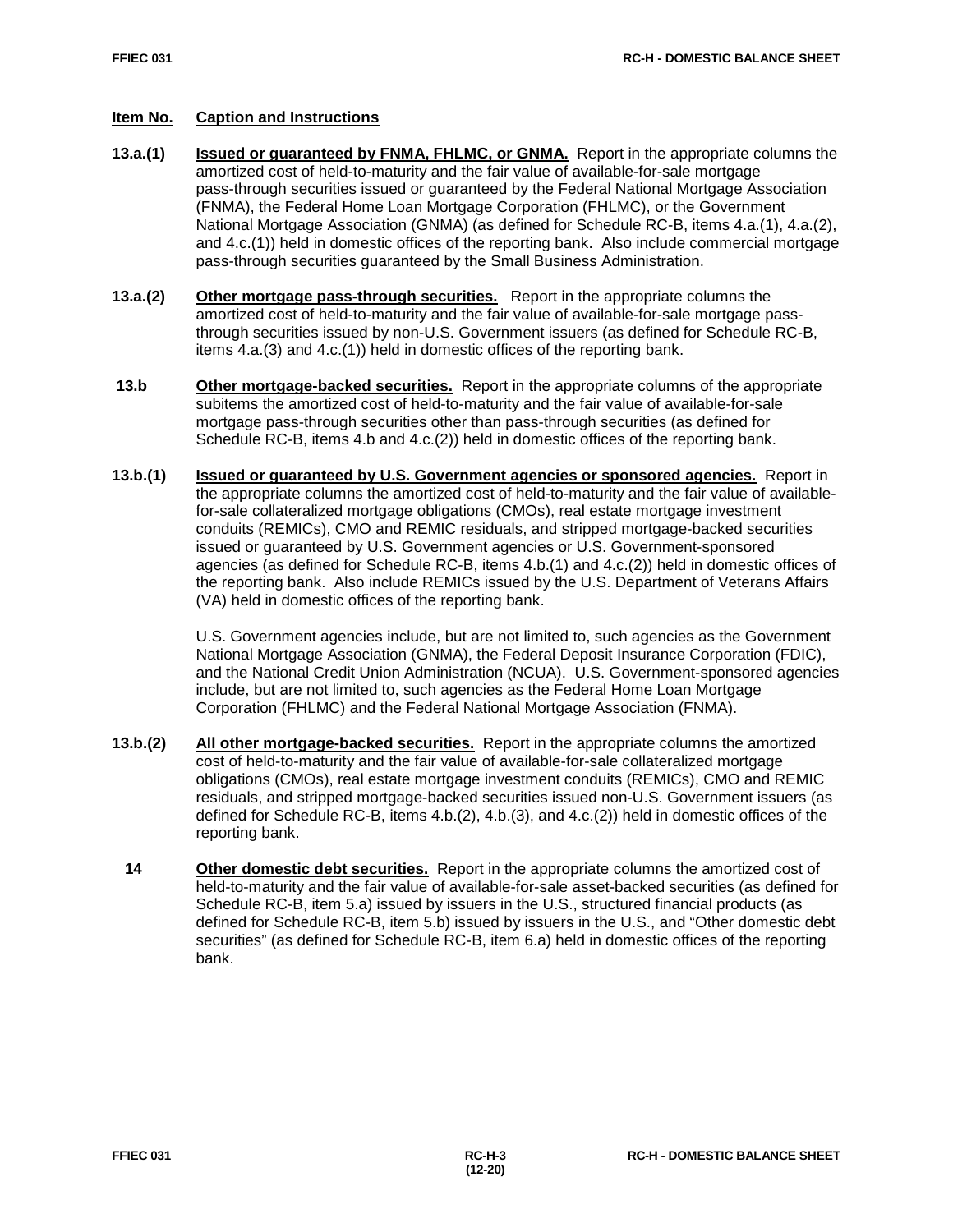| Item No. | Caption and Instructions |
|---|---|
| **13.a.(1)** | **Issued or guaranteed by FNMA, FHLMC, or GNMA.** Report in the appropriate columns the amortized cost of held-to-maturity and the fair value of available-for-sale mortgage pass-through securities issued or guaranteed by the Federal National Mortgage Association (FNMA), the Federal Home Loan Mortgage Corporation (FHLMC), or the Government National Mortgage Association (GNMA) (as defined for Schedule RC-B, items 4.a.(1), 4.a.(2), and 4.c.(1)) held in domestic offices of the reporting bank. Also include commercial mortgage pass-through securities guaranteed by the Small Business Administration. |
| **13.a.(2)** | **Other mortgage pass-through securities.** Report in the appropriate columns the amortized cost of held-to-maturity and the fair value of available-for-sale mortgage pass-through securities issued by non-U.S. Government issuers (as defined for Schedule RC-B, items 4.a.(3) and 4.c.(1)) held in domestic offices of the reporting bank. |
| **13.b** | **Other mortgage-backed securities.** Report in the appropriate columns of the appropriate subitems the amortized cost of held-to-maturity and the fair value of available-for-sale mortgage pass-through securities other than pass-through securities (as defined for Schedule RC-B, items 4.b and 4.c.(2)) held in domestic offices of the reporting bank. |
| **13.b.(1)** | **Issued or guaranteed by U.S. Government agencies or sponsored agencies.** Report in the appropriate columns the amortized cost of held-to-maturity and the fair value of available-for-sale collateralized mortgage obligations (CMOs), real estate mortgage investment conduits (REMICs), CMO and REMIC residuals, and stripped mortgage-backed securities issued or guaranteed by U.S. Government agencies or U.S. Government-sponsored agencies (as defined for Schedule RC-B, items 4.b.(1) and 4.c.(2)) held in domestic offices of the reporting bank. Also include REMICs issued by the U.S. Department of Veterans Affairs (VA) held in domestic offices of the reporting bank.<br><br>U.S. Government agencies include, but are not limited to, such agencies as the Government National Mortgage Association (GNMA), the Federal Deposit Insurance Corporation (FDIC), and the National Credit Union Administration (NCUA). U.S. Government-sponsored agencies include, but are not limited to, such agencies as the Federal Home Loan Mortgage Corporation (FHLMC) and the Federal National Mortgage Association (FNMA). |
| **13.b.(2)** | **All other mortgage-backed securities.** Report in the appropriate columns the amortized cost of held-to-maturity and the fair value of available-for-sale collateralized mortgage obligations (CMOs), real estate mortgage investment conduits (REMICs), CMO and REMIC residuals, and stripped mortgage-backed securities issued non-U.S. Government issuers (as defined for Schedule RC-B, items 4.b.(2), 4.b.(3), and 4.c.(2)) held in domestic offices of the reporting bank. |
| **14** | **Other domestic debt securities.** Report in the appropriate columns the amortized cost of held-to-maturity and the fair value of available-for-sale asset-backed securities (as defined for Schedule RC-B, item 5.a) issued by issuers in the U.S., structured financial products (as defined for Schedule RC-B, item 5.b) issued by issuers in the U.S., and "Other domestic debt securities" (as defined for Schedule RC-B, item 6.a) held in domestic offices of the reporting bank. |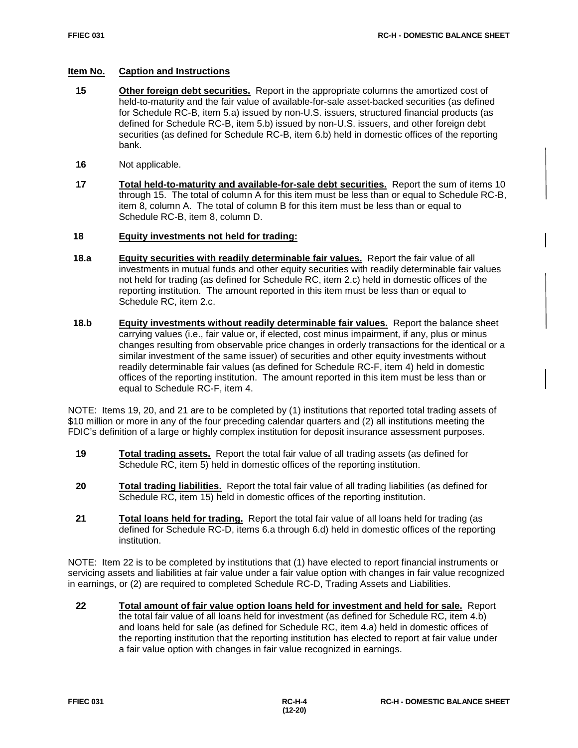**Item No.** **Caption and Instructions**

**15** **Other foreign debt securities.** Report in the appropriate columns the amortized cost of held-to-maturity and the fair value of available-for-sale asset-backed securities (as defined for Schedule RC-B, item 5.a) issued by non-U.S. issuers, structured financial products (as defined for Schedule RC-B, item 5.b) issued by non-U.S. issuers, and other foreign debt securities (as defined for Schedule RC-B, item 6.b) held in domestic offices of the reporting bank.

**16** Not applicable.

**17** **Total held-to-maturity and available-for-sale debt securities.** Report the sum of items 10 through 15. The total of column A for this item must be less than or equal to Schedule RC-B, item 8, column A. The total of column B for this item must be less than or equal to Schedule RC-B, item 8, column D.

**18** **Equity investments not held for trading:**

**18.a** **Equity securities with readily determinable fair values.** Report the fair value of all investments in mutual funds and other equity securities with readily determinable fair values not held for trading (as defined for Schedule RC, item 2.c) held in domestic offices of the reporting institution. The amount reported in this item must be less than or equal to Schedule RC, item 2.c.

**18.b** **Equity investments without readily determinable fair values.** Report the balance sheet carrying values (i.e., fair value or, if elected, cost minus impairment, if any, plus or minus changes resulting from observable price changes in orderly transactions for the identical or a similar investment of the same issuer) of securities and other equity investments without readily determinable fair values (as defined for Schedule RC-F, item 4) held in domestic offices of the reporting institution. The amount reported in this item must be less than or equal to Schedule RC-F, item 4.

NOTE: Items 19, 20, and 21 are to be completed by (1) institutions that reported total trading assets of $10 million or more in any of the four preceding calendar quarters and (2) all institutions meeting the FDIC's definition of a large or highly complex institution for deposit insurance assessment purposes.

**19** **Total trading assets.** Report the total fair value of all trading assets (as defined for Schedule RC, item 5) held in domestic offices of the reporting institution.

**20** **Total trading liabilities.** Report the total fair value of all trading liabilities (as defined for Schedule RC, item 15) held in domestic offices of the reporting institution.

**21** **Total loans held for trading.** Report the total fair value of all loans held for trading (as defined for Schedule RC-D, items 6.a through 6.d) held in domestic offices of the reporting institution.

NOTE: Item 22 is to be completed by institutions that (1) have elected to report financial instruments or servicing assets and liabilities at fair value under a fair value option with changes in fair value recognized in earnings, or (2) are required to completed Schedule RC-D, Trading Assets and Liabilities.

**22** **Total amount of fair value option loans held for investment and held for sale.** Report the total fair value of all loans held for investment (as defined for Schedule RC, item 4.b) and loans held for sale (as defined for Schedule RC, item 4.a) held in domestic offices of the reporting institution that the reporting institution has elected to report at fair value under a fair value option with changes in fair value recognized in earnings.